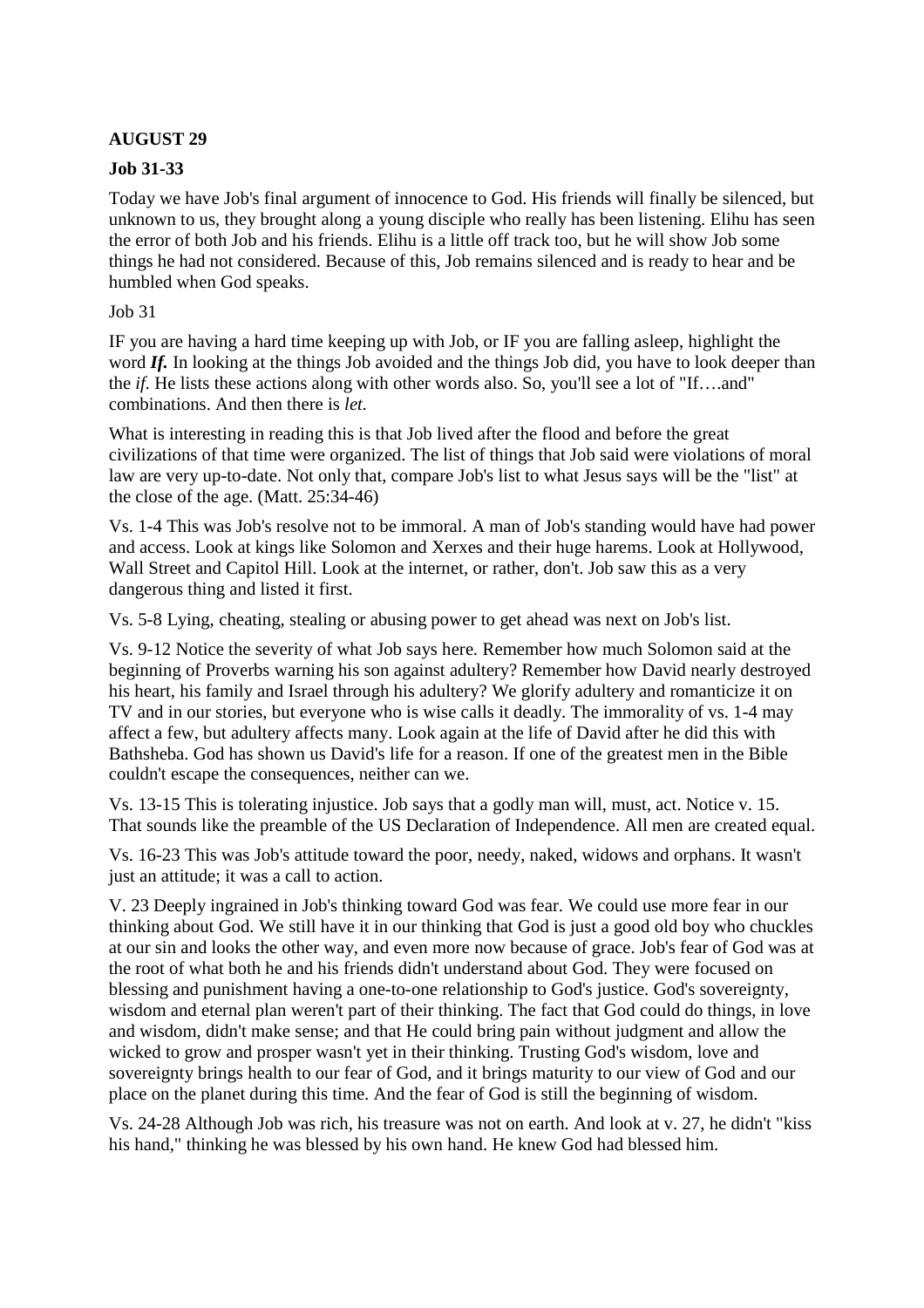**AUGUST 29**

**Job 31-33**

Today we have Job's final argument of innocence to God. His friends will finally be silenced, but unknown to us, they brought along a young disciple who really has been listening. Elihu has seen the error of both Job and his friends. Elihu is a little off track too, but he will show Job some things he had not considered. Because of this, Job remains silenced and is ready to hear and be humbled when God speaks.

Job 31

IF you are having a hard time keeping up with Job, or IF you are falling asleep, highlight the word ***If.*** In looking at the things Job avoided and the things Job did, you have to look deeper than the *if*. He lists these actions along with other words also. So, you'll see a lot of "If….and" combinations. And then there is *let*.

What is interesting in reading this is that Job lived after the flood and before the great civilizations of that time were organized. The list of things that Job said were violations of moral law are very up-to-date. Not only that, compare Job's list to what Jesus says will be the "list" at the close of the age. (Matt. 25:34-46)

Vs. 1-4 This was Job's resolve not to be immoral. A man of Job's standing would have had power and access. Look at kings like Solomon and Xerxes and their huge harems. Look at Hollywood, Wall Street and Capitol Hill. Look at the internet, or rather, don't. Job saw this as a very dangerous thing and listed it first.

Vs. 5-8 Lying, cheating, stealing or abusing power to get ahead was next on Job's list.

Vs. 9-12 Notice the severity of what Job says here. Remember how much Solomon said at the beginning of Proverbs warning his son against adultery? Remember how David nearly destroyed his heart, his family and Israel through his adultery? We glorify adultery and romanticize it on TV and in our stories, but everyone who is wise calls it deadly. The immorality of vs. 1-4 may affect a few, but adultery affects many. Look again at the life of David after he did this with Bathsheba. God has shown us David's life for a reason. If one of the greatest men in the Bible couldn't escape the consequences, neither can we.

Vs. 13-15 This is tolerating injustice. Job says that a godly man will, must, act. Notice v. 15. That sounds like the preamble of the US Declaration of Independence. All men are created equal.

Vs. 16-23 This was Job's attitude toward the poor, needy, naked, widows and orphans. It wasn't just an attitude; it was a call to action.

V. 23 Deeply ingrained in Job's thinking toward God was fear. We could use more fear in our thinking about God. We still have it in our thinking that God is just a good old boy who chuckles at our sin and looks the other way, and even more now because of grace. Job's fear of God was at the root of what both he and his friends didn't understand about God. They were focused on blessing and punishment having a one-to-one relationship to God's justice. God's sovereignty, wisdom and eternal plan weren't part of their thinking. The fact that God could do things, in love and wisdom, didn't make sense; and that He could bring pain without judgment and allow the wicked to grow and prosper wasn't yet in their thinking. Trusting God's wisdom, love and sovereignty brings health to our fear of God, and it brings maturity to our view of God and our place on the planet during this time. And the fear of God is still the beginning of wisdom.

Vs. 24-28 Although Job was rich, his treasure was not on earth. And look at v. 27, he didn't "kiss his hand," thinking he was blessed by his own hand. He knew God had blessed him.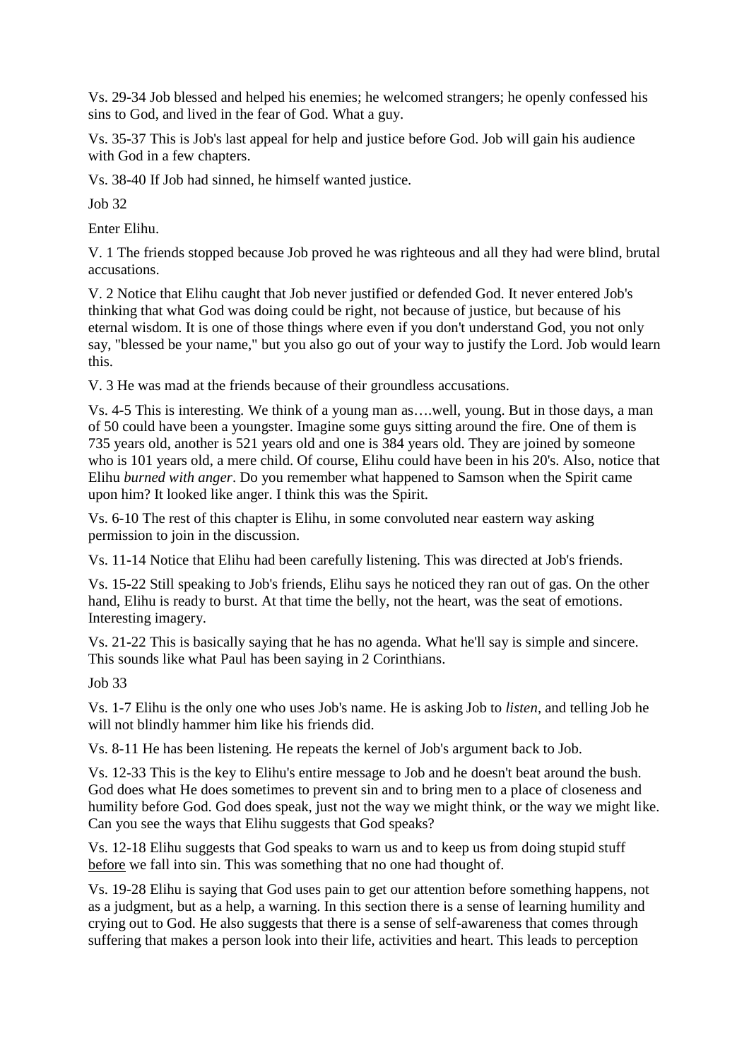Vs. 29-34 Job blessed and helped his enemies; he welcomed strangers; he openly confessed his sins to God, and lived in the fear of God. What a guy.

Vs. 35-37 This is Job's last appeal for help and justice before God. Job will gain his audience with God in a few chapters.

Vs. 38-40 If Job had sinned, he himself wanted justice.

Job 32

Enter Elihu.

V. 1 The friends stopped because Job proved he was righteous and all they had were blind, brutal accusations.

V. 2 Notice that Elihu caught that Job never justified or defended God. It never entered Job's thinking that what God was doing could be right, not because of justice, but because of his eternal wisdom. It is one of those things where even if you don't understand God, you not only say, "blessed be your name," but you also go out of your way to justify the Lord. Job would learn this.

V. 3 He was mad at the friends because of their groundless accusations.

Vs. 4-5 This is interesting. We think of a young man as….well, young. But in those days, a man of 50 could have been a youngster. Imagine some guys sitting around the fire. One of them is 735 years old, another is 521 years old and one is 384 years old. They are joined by someone who is 101 years old, a mere child. Of course, Elihu could have been in his 20's. Also, notice that Elihu *burned with anger*. Do you remember what happened to Samson when the Spirit came upon him? It looked like anger. I think this was the Spirit.

Vs. 6-10 The rest of this chapter is Elihu, in some convoluted near eastern way asking permission to join in the discussion.

Vs. 11-14 Notice that Elihu had been carefully listening. This was directed at Job's friends.

Vs. 15-22 Still speaking to Job's friends, Elihu says he noticed they ran out of gas. On the other hand, Elihu is ready to burst. At that time the belly, not the heart, was the seat of emotions. Interesting imagery.

Vs. 21-22 This is basically saying that he has no agenda. What he'll say is simple and sincere. This sounds like what Paul has been saying in 2 Corinthians.

Job 33

Vs. 1-7 Elihu is the only one who uses Job's name. He is asking Job to *listen*, and telling Job he will not blindly hammer him like his friends did.

Vs. 8-11 He has been listening. He repeats the kernel of Job's argument back to Job.

Vs. 12-33 This is the key to Elihu's entire message to Job and he doesn't beat around the bush. God does what He does sometimes to prevent sin and to bring men to a place of closeness and humility before God. God does speak, just not the way we might think, or the way we might like. Can you see the ways that Elihu suggests that God speaks?

Vs. 12-18 Elihu suggests that God speaks to warn us and to keep us from doing stupid stuff before we fall into sin. This was something that no one had thought of.

Vs. 19-28 Elihu is saying that God uses pain to get our attention before something happens, not as a judgment, but as a help, a warning. In this section there is a sense of learning humility and crying out to God. He also suggests that there is a sense of self-awareness that comes through suffering that makes a person look into their life, activities and heart. This leads to perception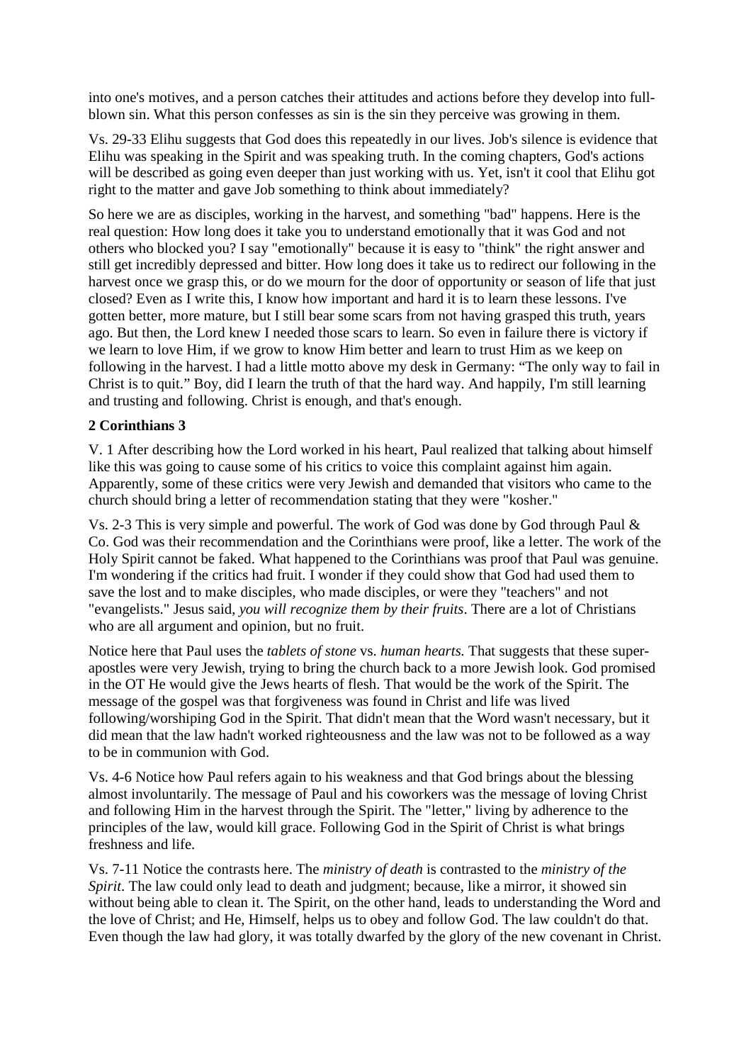into one's motives, and a person catches their attitudes and actions before they develop into full-blown sin. What this person confesses as sin is the sin they perceive was growing in them.

Vs. 29-33 Elihu suggests that God does this repeatedly in our lives. Job's silence is evidence that Elihu was speaking in the Spirit and was speaking truth. In the coming chapters, God's actions will be described as going even deeper than just working with us. Yet, isn't it cool that Elihu got right to the matter and gave Job something to think about immediately?

So here we are as disciples, working in the harvest, and something "bad" happens. Here is the real question: How long does it take you to understand emotionally that it was God and not others who blocked you? I say "emotionally" because it is easy to "think" the right answer and still get incredibly depressed and bitter. How long does it take us to redirect our following in the harvest once we grasp this, or do we mourn for the door of opportunity or season of life that just closed? Even as I write this, I know how important and hard it is to learn these lessons. I've gotten better, more mature, but I still bear some scars from not having grasped this truth, years ago. But then, the Lord knew I needed those scars to learn. So even in failure there is victory if we learn to love Him, if we grow to know Him better and learn to trust Him as we keep on following in the harvest. I had a little motto above my desk in Germany: "The only way to fail in Christ is to quit." Boy, did I learn the truth of that the hard way. And happily, I'm still learning and trusting and following. Christ is enough, and that's enough.

**2 Corinthians 3**

V. 1 After describing how the Lord worked in his heart, Paul realized that talking about himself like this was going to cause some of his critics to voice this complaint against him again. Apparently, some of these critics were very Jewish and demanded that visitors who came to the church should bring a letter of recommendation stating that they were "kosher."

Vs. 2-3 This is very simple and powerful. The work of God was done by God through Paul & Co. God was their recommendation and the Corinthians were proof, like a letter. The work of the Holy Spirit cannot be faked. What happened to the Corinthians was proof that Paul was genuine. I'm wondering if the critics had fruit. I wonder if they could show that God had used them to save the lost and to make disciples, who made disciples, or were they "teachers" and not "evangelists." Jesus said, *you will recognize them by their fruits*. There are a lot of Christians who are all argument and opinion, but no fruit.

Notice here that Paul uses the *tablets of stone* vs. *human hearts.* That suggests that these super-apostles were very Jewish, trying to bring the church back to a more Jewish look. God promised in the OT He would give the Jews hearts of flesh. That would be the work of the Spirit. The message of the gospel was that forgiveness was found in Christ and life was lived following/worshiping God in the Spirit. That didn't mean that the Word wasn't necessary, but it did mean that the law hadn't worked righteousness and the law was not to be followed as a way to be in communion with God.

Vs. 4-6 Notice how Paul refers again to his weakness and that God brings about the blessing almost involuntarily. The message of Paul and his coworkers was the message of loving Christ and following Him in the harvest through the Spirit. The "letter," living by adherence to the principles of the law, would kill grace. Following God in the Spirit of Christ is what brings freshness and life.

Vs. 7-11 Notice the contrasts here. The *ministry of death* is contrasted to the *ministry of the Spirit*. The law could only lead to death and judgment; because, like a mirror, it showed sin without being able to clean it. The Spirit, on the other hand, leads to understanding the Word and the love of Christ; and He, Himself, helps us to obey and follow God. The law couldn't do that. Even though the law had glory, it was totally dwarfed by the glory of the new covenant in Christ.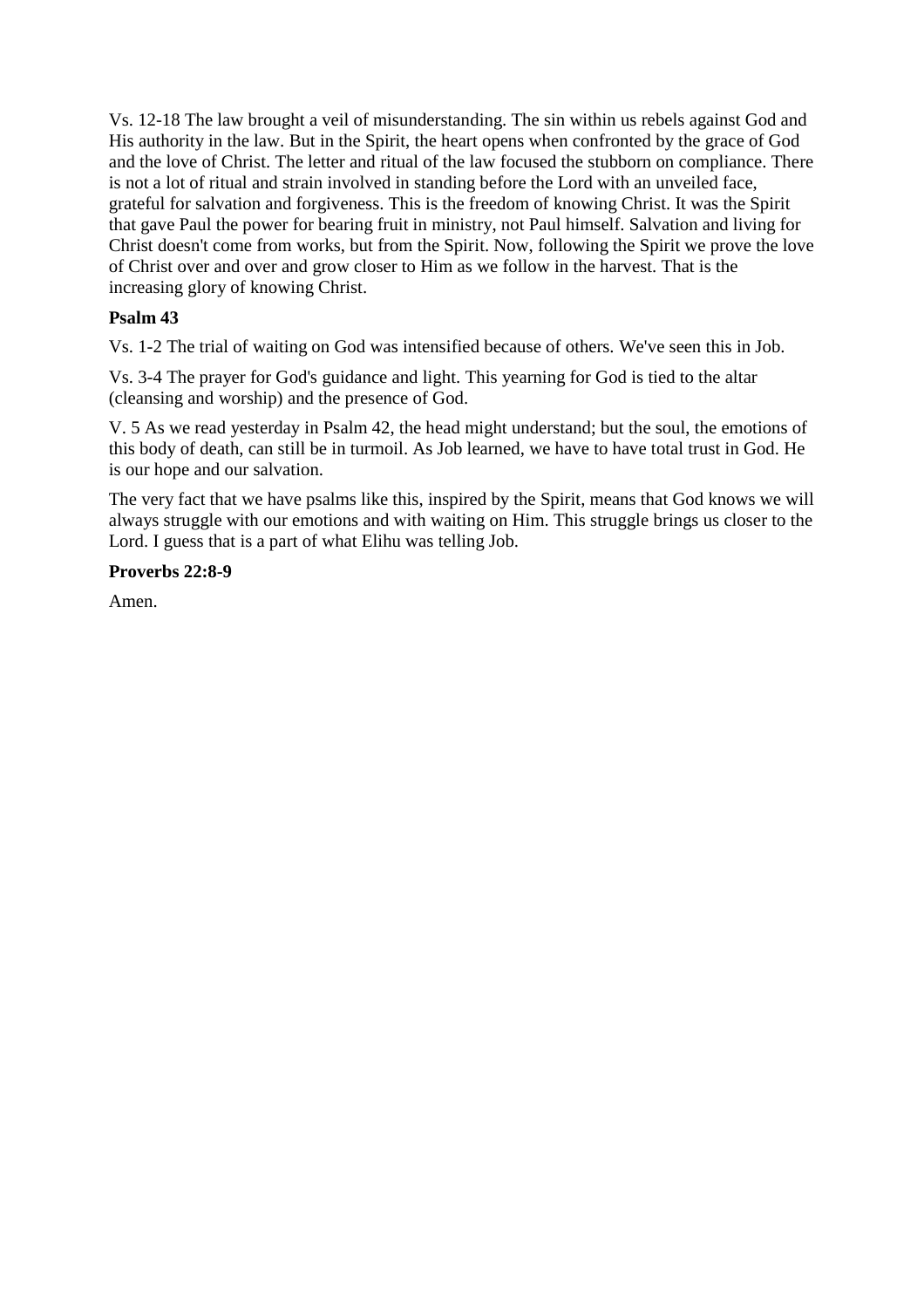Vs. 12-18 The law brought a veil of misunderstanding. The sin within us rebels against God and His authority in the law. But in the Spirit, the heart opens when confronted by the grace of God and the love of Christ. The letter and ritual of the law focused the stubborn on compliance. There is not a lot of ritual and strain involved in standing before the Lord with an unveiled face, grateful for salvation and forgiveness. This is the freedom of knowing Christ. It was the Spirit that gave Paul the power for bearing fruit in ministry, not Paul himself. Salvation and living for Christ doesn't come from works, but from the Spirit. Now, following the Spirit we prove the love of Christ over and over and grow closer to Him as we follow in the harvest. That is the increasing glory of knowing Christ.

**Psalm 43**

Vs. 1-2 The trial of waiting on God was intensified because of others. We've seen this in Job.

Vs. 3-4 The prayer for God's guidance and light. This yearning for God is tied to the altar (cleansing and worship) and the presence of God.

V. 5 As we read yesterday in Psalm 42, the head might understand; but the soul, the emotions of this body of death, can still be in turmoil. As Job learned, we have to have total trust in God. He is our hope and our salvation.

The very fact that we have psalms like this, inspired by the Spirit, means that God knows we will always struggle with our emotions and with waiting on Him. This struggle brings us closer to the Lord. I guess that is a part of what Elihu was telling Job.

**Proverbs 22:8-9**

Amen.